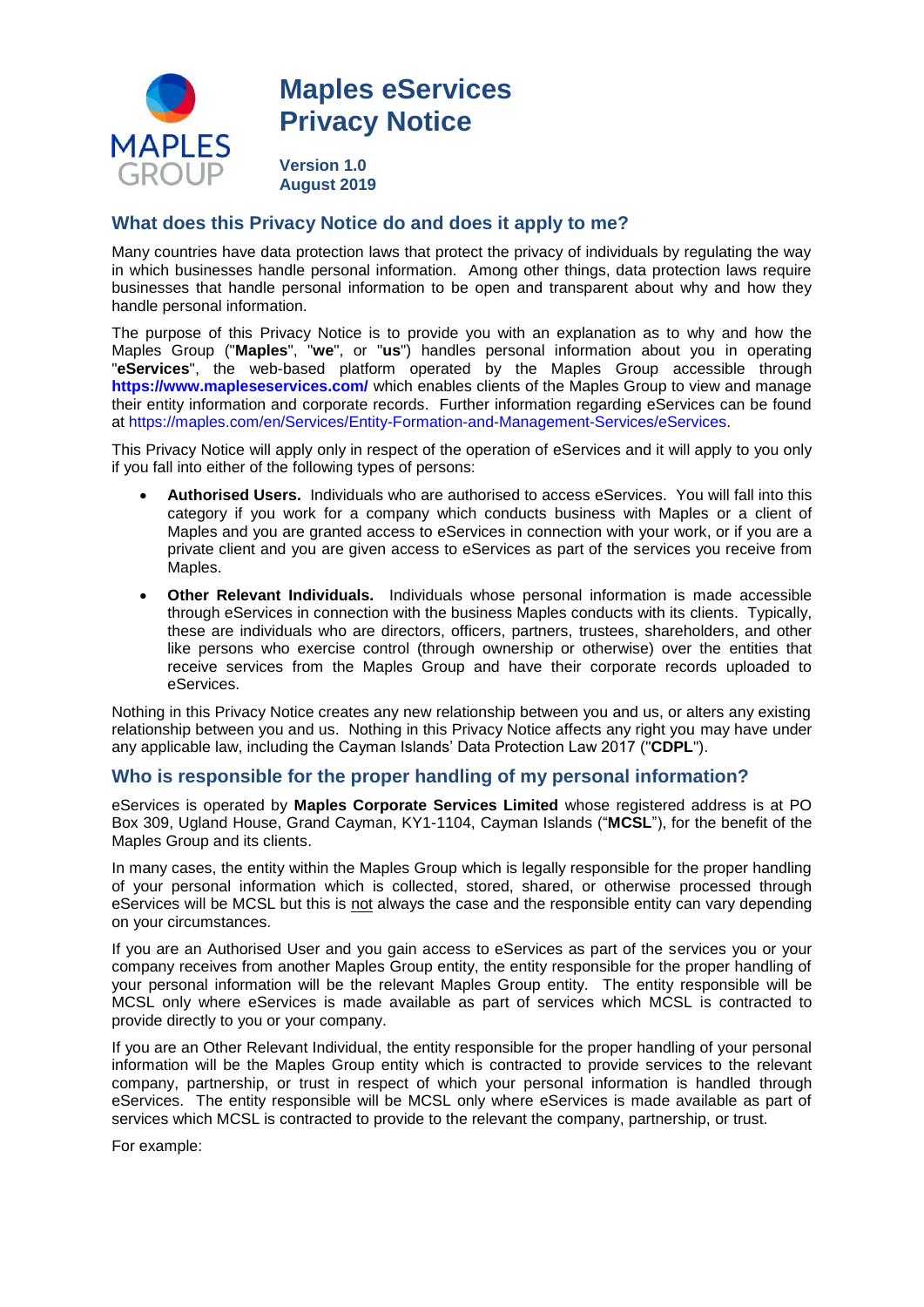# Maples eServices Privacy Notice

**Version 1.0**
**August 2019**

## What does this Privacy Notice do and does it apply to me?

Many countries have data protection laws that protect the privacy of individuals by regulating the way in which businesses handle personal information. Among other things, data protection laws require businesses that handle personal information to be open and transparent about why and how they handle personal information.

The purpose of this Privacy Notice is to provide you with an explanation as to why and how the Maples Group ("**Maples**", "**we**", or "**us**") handles personal information about you in operating "**eServices**", the web-based platform operated by the Maples Group accessible through **https://www.mapleseservices.com/** which enables clients of the Maples Group to view and manage their entity information and corporate records. Further information regarding eServices can be found at https://maples.com/en/Services/Entity-Formation-and-Management-Services/eServices.

This Privacy Notice will apply only in respect of the operation of eServices and it will apply to you only if you fall into either of the following types of persons:

- **Authorised Users.** Individuals who are authorised to access eServices. You will fall into this category if you work for a company which conducts business with Maples or a client of Maples and you are granted access to eServices in connection with your work, or if you are a private client and you are given access to eServices as part of the services you receive from Maples.
- **Other Relevant Individuals.** Individuals whose personal information is made accessible through eServices in connection with the business Maples conducts with its clients. Typically, these are individuals who are directors, officers, partners, trustees, shareholders, and other like persons who exercise control (through ownership or otherwise) over the entities that receive services from the Maples Group and have their corporate records uploaded to eServices.

Nothing in this Privacy Notice creates any new relationship between you and us, or alters any existing relationship between you and us. Nothing in this Privacy Notice affects any right you may have under any applicable law, including the Cayman Islands' Data Protection Law 2017 ("**CDPL**").

## Who is responsible for the proper handling of my personal information?

eServices is operated by **Maples Corporate Services Limited** whose registered address is at PO Box 309, Ugland House, Grand Cayman, KY1-1104, Cayman Islands ("**MCSL**"), for the benefit of the Maples Group and its clients.

In many cases, the entity within the Maples Group which is legally responsible for the proper handling of your personal information which is collected, stored, shared, or otherwise processed through eServices will be MCSL but this is not always the case and the responsible entity can vary depending on your circumstances.

If you are an Authorised User and you gain access to eServices as part of the services you or your company receives from another Maples Group entity, the entity responsible for the proper handling of your personal information will be the relevant Maples Group entity. The entity responsible will be MCSL only where eServices is made available as part of services which MCSL is contracted to provide directly to you or your company.

If you are an Other Relevant Individual, the entity responsible for the proper handling of your personal information will be the Maples Group entity which is contracted to provide services to the relevant company, partnership, or trust in respect of which your personal information is handled through eServices. The entity responsible will be MCSL only where eServices is made available as part of services which MCSL is contracted to provide to the relevant the company, partnership, or trust.

For example: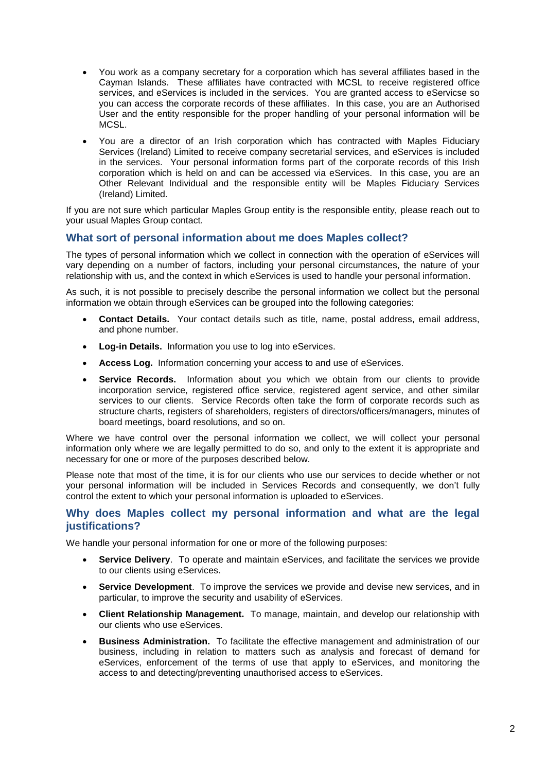- You work as a company secretary for a corporation which has several affiliates based in the Cayman Islands. These affiliates have contracted with MCSL to receive registered office services, and eServices is included in the services. You are granted access to eServicse so you can access the corporate records of these affiliates. In this case, you are an Authorised User and the entity responsible for the proper handling of your personal information will be MCSL.
- You are a director of an Irish corporation which has contracted with Maples Fiduciary Services (Ireland) Limited to receive company secretarial services, and eServices is included in the services. Your personal information forms part of the corporate records of this Irish corporation which is held on and can be accessed via eServices. In this case, you are an Other Relevant Individual and the responsible entity will be Maples Fiduciary Services (Ireland) Limited.

If you are not sure which particular Maples Group entity is the responsible entity, please reach out to your usual Maples Group contact.

## What sort of personal information about me does Maples collect?

The types of personal information which we collect in connection with the operation of eServices will vary depending on a number of factors, including your personal circumstances, the nature of your relationship with us, and the context in which eServices is used to handle your personal information.

As such, it is not possible to precisely describe the personal information we collect but the personal information we obtain through eServices can be grouped into the following categories:

- **Contact Details.** Your contact details such as title, name, postal address, email address, and phone number.
- **Log-in Details.** Information you use to log into eServices.
- **Access Log.** Information concerning your access to and use of eServices.
- **Service Records.** Information about you which we obtain from our clients to provide incorporation service, registered office service, registered agent service, and other similar services to our clients. Service Records often take the form of corporate records such as structure charts, registers of shareholders, registers of directors/officers/managers, minutes of board meetings, board resolutions, and so on.

Where we have control over the personal information we collect, we will collect your personal information only where we are legally permitted to do so, and only to the extent it is appropriate and necessary for one or more of the purposes described below.

Please note that most of the time, it is for our clients who use our services to decide whether or not your personal information will be included in Services Records and consequently, we don't fully control the extent to which your personal information is uploaded to eServices.

## Why does Maples collect my personal information and what are the legal justifications?

We handle your personal information for one or more of the following purposes:

- **Service Delivery**. To operate and maintain eServices, and facilitate the services we provide to our clients using eServices.
- **Service Development**. To improve the services we provide and devise new services, and in particular, to improve the security and usability of eServices.
- **Client Relationship Management.** To manage, maintain, and develop our relationship with our clients who use eServices.
- **Business Administration.** To facilitate the effective management and administration of our business, including in relation to matters such as analysis and forecast of demand for eServices, enforcement of the terms of use that apply to eServices, and monitoring the access to and detecting/preventing unauthorised access to eServices.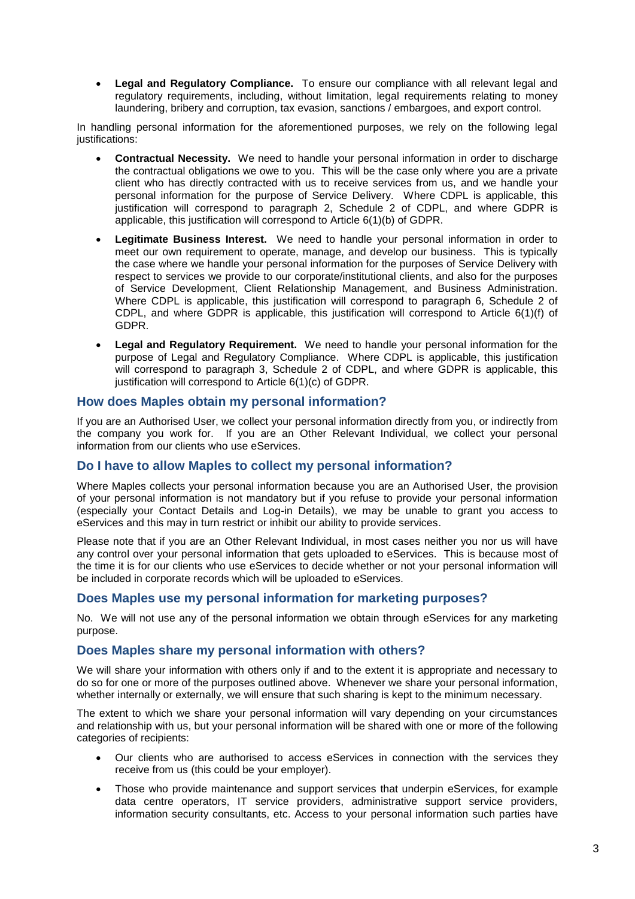- **Legal and Regulatory Compliance.** To ensure our compliance with all relevant legal and regulatory requirements, including, without limitation, legal requirements relating to money laundering, bribery and corruption, tax evasion, sanctions / embargoes, and export control.

In handling personal information for the aforementioned purposes, we rely on the following legal justifications:

- **Contractual Necessity.** We need to handle your personal information in order to discharge the contractual obligations we owe to you. This will be the case only where you are a private client who has directly contracted with us to receive services from us, and we handle your personal information for the purpose of Service Delivery. Where CDPL is applicable, this justification will correspond to paragraph 2, Schedule 2 of CDPL, and where GDPR is applicable, this justification will correspond to Article 6(1)(b) of GDPR.

- **Legitimate Business Interest.** We need to handle your personal information in order to meet our own requirement to operate, manage, and develop our business. This is typically the case where we handle your personal information for the purposes of Service Delivery with respect to services we provide to our corporate/institutional clients, and also for the purposes of Service Development, Client Relationship Management, and Business Administration. Where CDPL is applicable, this justification will correspond to paragraph 6, Schedule 2 of CDPL, and where GDPR is applicable, this justification will correspond to Article 6(1)(f) of GDPR.

- **Legal and Regulatory Requirement.** We need to handle your personal information for the purpose of Legal and Regulatory Compliance. Where CDPL is applicable, this justification will correspond to paragraph 3, Schedule 2 of CDPL, and where GDPR is applicable, this justification will correspond to Article 6(1)(c) of GDPR.

## How does Maples obtain my personal information?

If you are an Authorised User, we collect your personal information directly from you, or indirectly from the company you work for. If you are an Other Relevant Individual, we collect your personal information from our clients who use eServices.

## Do I have to allow Maples to collect my personal information?

Where Maples collects your personal information because you are an Authorised User, the provision of your personal information is not mandatory but if you refuse to provide your personal information (especially your Contact Details and Log-in Details), we may be unable to grant you access to eServices and this may in turn restrict or inhibit our ability to provide services.

Please note that if you are an Other Relevant Individual, in most cases neither you nor us will have any control over your personal information that gets uploaded to eServices. This is because most of the time it is for our clients who use eServices to decide whether or not your personal information will be included in corporate records which will be uploaded to eServices.

## Does Maples use my personal information for marketing purposes?

No. We will not use any of the personal information we obtain through eServices for any marketing purpose.

## Does Maples share my personal information with others?

We will share your information with others only if and to the extent it is appropriate and necessary to do so for one or more of the purposes outlined above. Whenever we share your personal information, whether internally or externally, we will ensure that such sharing is kept to the minimum necessary.

The extent to which we share your personal information will vary depending on your circumstances and relationship with us, but your personal information will be shared with one or more of the following categories of recipients:

- Our clients who are authorised to access eServices in connection with the services they receive from us (this could be your employer).

- Those who provide maintenance and support services that underpin eServices, for example data centre operators, IT service providers, administrative support service providers, information security consultants, etc. Access to your personal information such parties have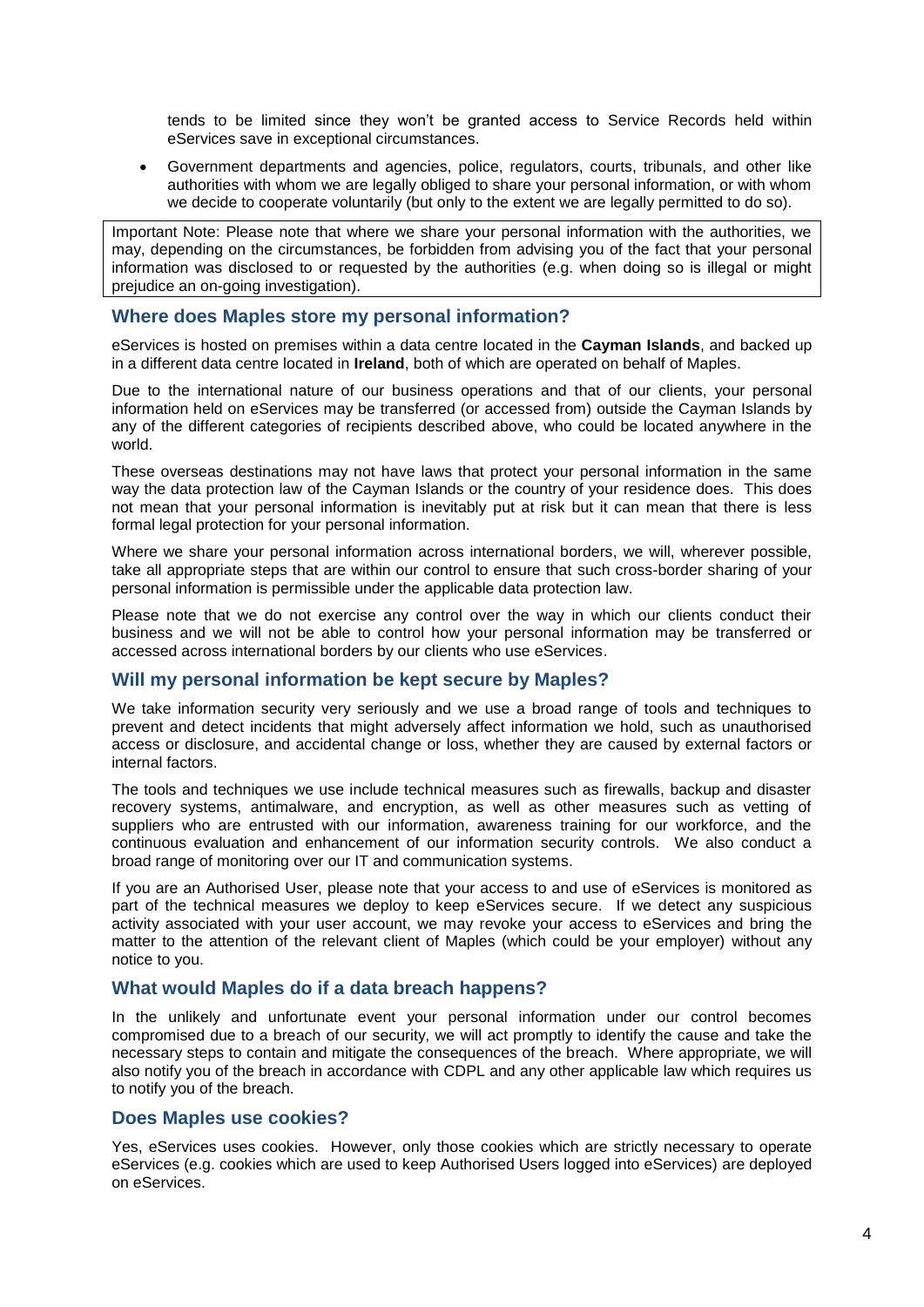tends to be limited since they won't be granted access to Service Records held within eServices save in exceptional circumstances.

- Government departments and agencies, police, regulators, courts, tribunals, and other like authorities with whom we are legally obliged to share your personal information, or with whom we decide to cooperate voluntarily (but only to the extent we are legally permitted to do so).

> Important Note: Please note that where we share your personal information with the authorities, we may, depending on the circumstances, be forbidden from advising you of the fact that your personal information was disclosed to or requested by the authorities (e.g. when doing so is illegal or might prejudice an on-going investigation).

## Where does Maples store my personal information?

eServices is hosted on premises within a data centre located in the **Cayman Islands**, and backed up in a different data centre located in **Ireland**, both of which are operated on behalf of Maples.

Due to the international nature of our business operations and that of our clients, your personal information held on eServices may be transferred (or accessed from) outside the Cayman Islands by any of the different categories of recipients described above, who could be located anywhere in the world.

These overseas destinations may not have laws that protect your personal information in the same way the data protection law of the Cayman Islands or the country of your residence does. This does not mean that your personal information is inevitably put at risk but it can mean that there is less formal legal protection for your personal information.

Where we share your personal information across international borders, we will, wherever possible, take all appropriate steps that are within our control to ensure that such cross-border sharing of your personal information is permissible under the applicable data protection law.

Please note that we do not exercise any control over the way in which our clients conduct their business and we will not be able to control how your personal information may be transferred or accessed across international borders by our clients who use eServices.

## Will my personal information be kept secure by Maples?

We take information security very seriously and we use a broad range of tools and techniques to prevent and detect incidents that might adversely affect information we hold, such as unauthorised access or disclosure, and accidental change or loss, whether they are caused by external factors or internal factors.

The tools and techniques we use include technical measures such as firewalls, backup and disaster recovery systems, antimalware, and encryption, as well as other measures such as vetting of suppliers who are entrusted with our information, awareness training for our workforce, and the continuous evaluation and enhancement of our information security controls. We also conduct a broad range of monitoring over our IT and communication systems.

If you are an Authorised User, please note that your access to and use of eServices is monitored as part of the technical measures we deploy to keep eServices secure. If we detect any suspicious activity associated with your user account, we may revoke your access to eServices and bring the matter to the attention of the relevant client of Maples (which could be your employer) without any notice to you.

## What would Maples do if a data breach happens?

In the unlikely and unfortunate event your personal information under our control becomes compromised due to a breach of our security, we will act promptly to identify the cause and take the necessary steps to contain and mitigate the consequences of the breach. Where appropriate, we will also notify you of the breach in accordance with CDPL and any other applicable law which requires us to notify you of the breach.

## Does Maples use cookies?

Yes, eServices uses cookies. However, only those cookies which are strictly necessary to operate eServices (e.g. cookies which are used to keep Authorised Users logged into eServices) are deployed on eServices.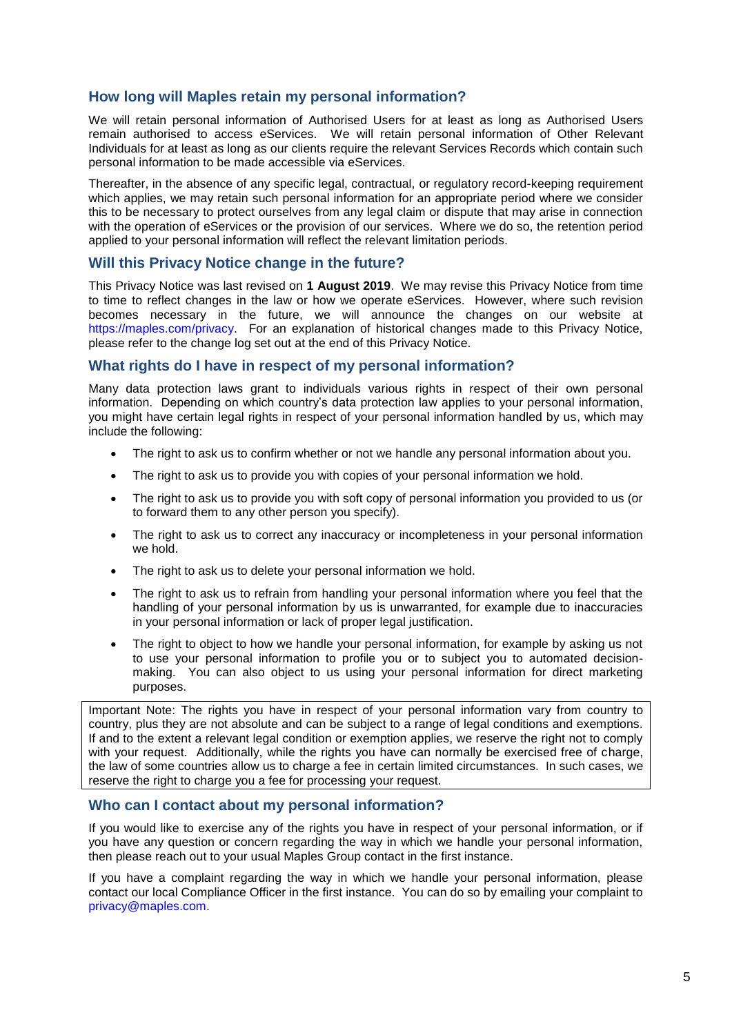## How long will Maples retain my personal information?

We will retain personal information of Authorised Users for at least as long as Authorised Users remain authorised to access eServices. We will retain personal information of Other Relevant Individuals for at least as long as our clients require the relevant Services Records which contain such personal information to be made accessible via eServices.

Thereafter, in the absence of any specific legal, contractual, or regulatory record-keeping requirement which applies, we may retain such personal information for an appropriate period where we consider this to be necessary to protect ourselves from any legal claim or dispute that may arise in connection with the operation of eServices or the provision of our services. Where we do so, the retention period applied to your personal information will reflect the relevant limitation periods.

## Will this Privacy Notice change in the future?

This Privacy Notice was last revised on **1 August 2019**. We may revise this Privacy Notice from time to time to reflect changes in the law or how we operate eServices. However, where such revision becomes necessary in the future, we will announce the changes on our website at https://maples.com/privacy. For an explanation of historical changes made to this Privacy Notice, please refer to the change log set out at the end of this Privacy Notice.

## What rights do I have in respect of my personal information?

Many data protection laws grant to individuals various rights in respect of their own personal information. Depending on which country's data protection law applies to your personal information, you might have certain legal rights in respect of your personal information handled by us, which may include the following:

- The right to ask us to confirm whether or not we handle any personal information about you.
- The right to ask us to provide you with copies of your personal information we hold.
- The right to ask us to provide you with soft copy of personal information you provided to us (or to forward them to any other person you specify).
- The right to ask us to correct any inaccuracy or incompleteness in your personal information we hold.
- The right to ask us to delete your personal information we hold.
- The right to ask us to refrain from handling your personal information where you feel that the handling of your personal information by us is unwarranted, for example due to inaccuracies in your personal information or lack of proper legal justification.
- The right to object to how we handle your personal information, for example by asking us not to use your personal information to profile you or to subject you to automated decision-making. You can also object to us using your personal information for direct marketing purposes.

Important Note: The rights you have in respect of your personal information vary from country to country, plus they are not absolute and can be subject to a range of legal conditions and exemptions. If and to the extent a relevant legal condition or exemption applies, we reserve the right not to comply with your request. Additionally, while the rights you have can normally be exercised free of charge, the law of some countries allow us to charge a fee in certain limited circumstances. In such cases, we reserve the right to charge you a fee for processing your request.

## Who can I contact about my personal information?

If you would like to exercise any of the rights you have in respect of your personal information, or if you have any question or concern regarding the way in which we handle your personal information, then please reach out to your usual Maples Group contact in the first instance.

If you have a complaint regarding the way in which we handle your personal information, please contact our local Compliance Officer in the first instance. You can do so by emailing your complaint to privacy@maples.com.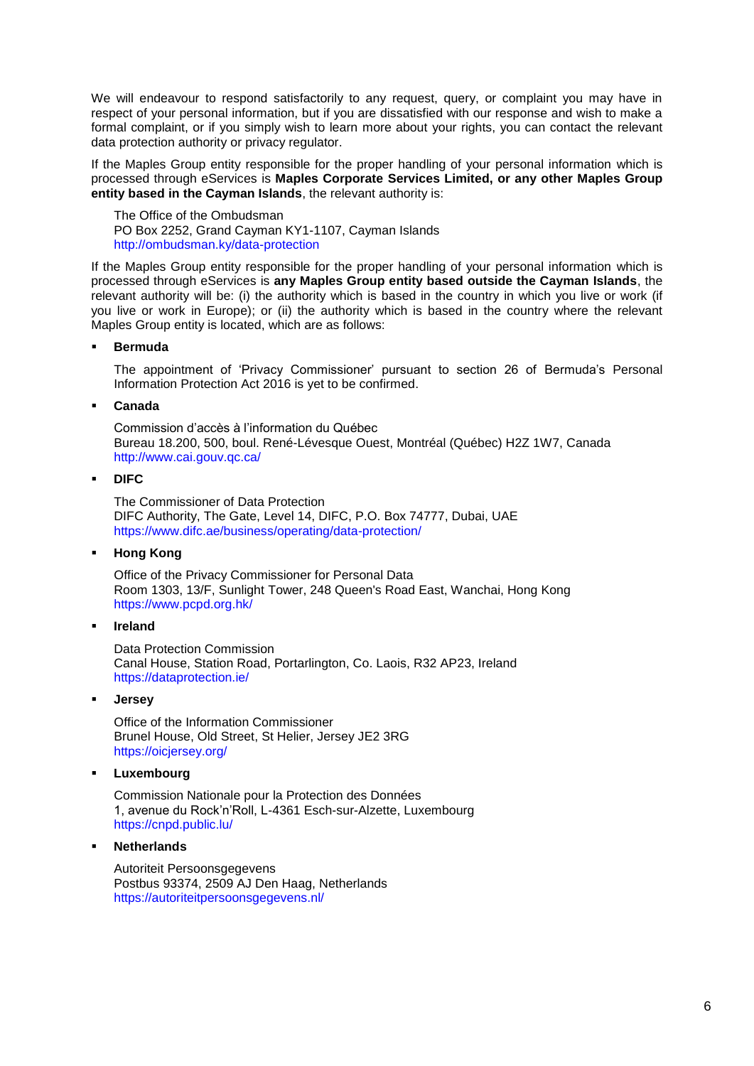We will endeavour to respond satisfactorily to any request, query, or complaint you may have in respect of your personal information, but if you are dissatisfied with our response and wish to make a formal complaint, or if you simply wish to learn more about your rights, you can contact the relevant data protection authority or privacy regulator.

If the Maples Group entity responsible for the proper handling of your personal information which is processed through eServices is **Maples Corporate Services Limited, or any other Maples Group entity based in the Cayman Islands**, the relevant authority is:

The Office of the Ombudsman
PO Box 2252, Grand Cayman KY1-1107, Cayman Islands
http://ombudsman.ky/data-protection

If the Maples Group entity responsible for the proper handling of your personal information which is processed through eServices is **any Maples Group entity based outside the Cayman Islands**, the relevant authority will be: (i) the authority which is based in the country in which you live or work (if you live or work in Europe); or (ii) the authority which is based in the country where the relevant Maples Group entity is located, which are as follows:

- **Bermuda**

  The appointment of 'Privacy Commissioner' pursuant to section 26 of Bermuda's Personal Information Protection Act 2016 is yet to be confirmed.

- **Canada**

  Commission d'accès à l'information du Québec
  Bureau 18.200, 500, boul. René-Lévesque Ouest, Montréal (Québec) H2Z 1W7, Canada
  http://www.cai.gouv.qc.ca/

- **DIFC**

  The Commissioner of Data Protection
  DIFC Authority, The Gate, Level 14, DIFC, P.O. Box 74777, Dubai, UAE
  https://www.difc.ae/business/operating/data-protection/

- **Hong Kong**

  Office of the Privacy Commissioner for Personal Data
  Room 1303, 13/F, Sunlight Tower, 248 Queen's Road East, Wanchai, Hong Kong
  https://www.pcpd.org.hk/

- **Ireland**

  Data Protection Commission
  Canal House, Station Road, Portarlington, Co. Laois, R32 AP23, Ireland
  https://dataprotection.ie/

- **Jersey**

  Office of the Information Commissioner
  Brunel House, Old Street, St Helier, Jersey JE2 3RG
  https://oicjersey.org/

- **Luxembourg**

  Commission Nationale pour la Protection des Données
  1, avenue du Rock'n'Roll, L-4361 Esch-sur-Alzette, Luxembourg
  https://cnpd.public.lu/

- **Netherlands**

  Autoriteit Persoonsgegevens
  Postbus 93374, 2509 AJ Den Haag, Netherlands
  https://autoriteitpersoonsgegevens.nl/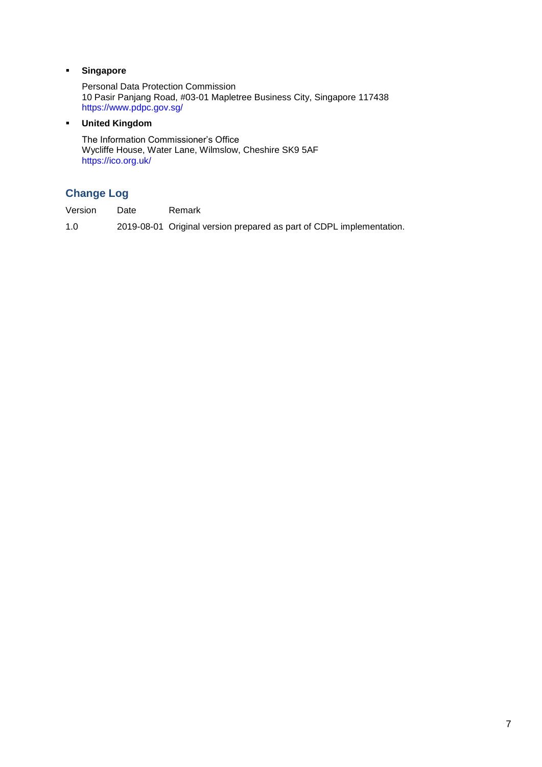- **Singapore**

  Personal Data Protection Commission
  10 Pasir Panjang Road, #03-01 Mapletree Business City, Singapore 117438
  https://www.pdpc.gov.sg/

- **United Kingdom**

  The Information Commissioner's Office
  Wycliffe House, Water Lane, Wilmslow, Cheshire SK9 5AF
  https://ico.org.uk/

## Change Log

| Version | Date | Remark |
|---|---|---|
| 1.0 | 2019-08-01 | Original version prepared as part of CDPL implementation. |